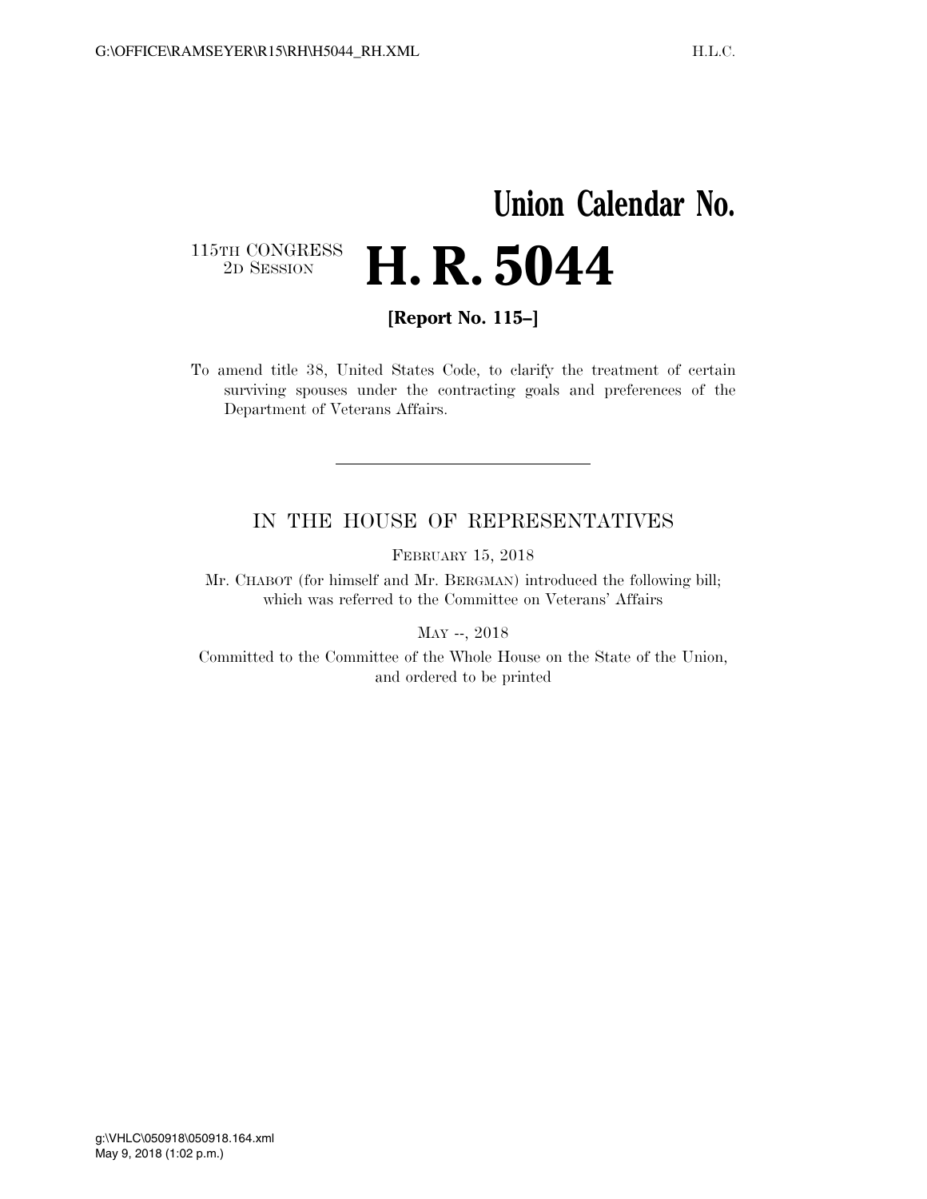# Union Calendar No.

115TH CONGRESS
2D SESSION

# H. R. 5044

**[Report No. 115–]**

To amend title 38, United States Code, to clarify the treatment of certain surviving spouses under the contracting goals and preferences of the Department of Veterans Affairs.

---

IN THE HOUSE OF REPRESENTATIVES

FEBRUARY 15, 2018

Mr. CHABOT (for himself and Mr. BERGMAN) introduced the following bill; which was referred to the Committee on Veterans' Affairs

MAY --, 2018

Committed to the Committee of the Whole House on the State of the Union, and ordered to be printed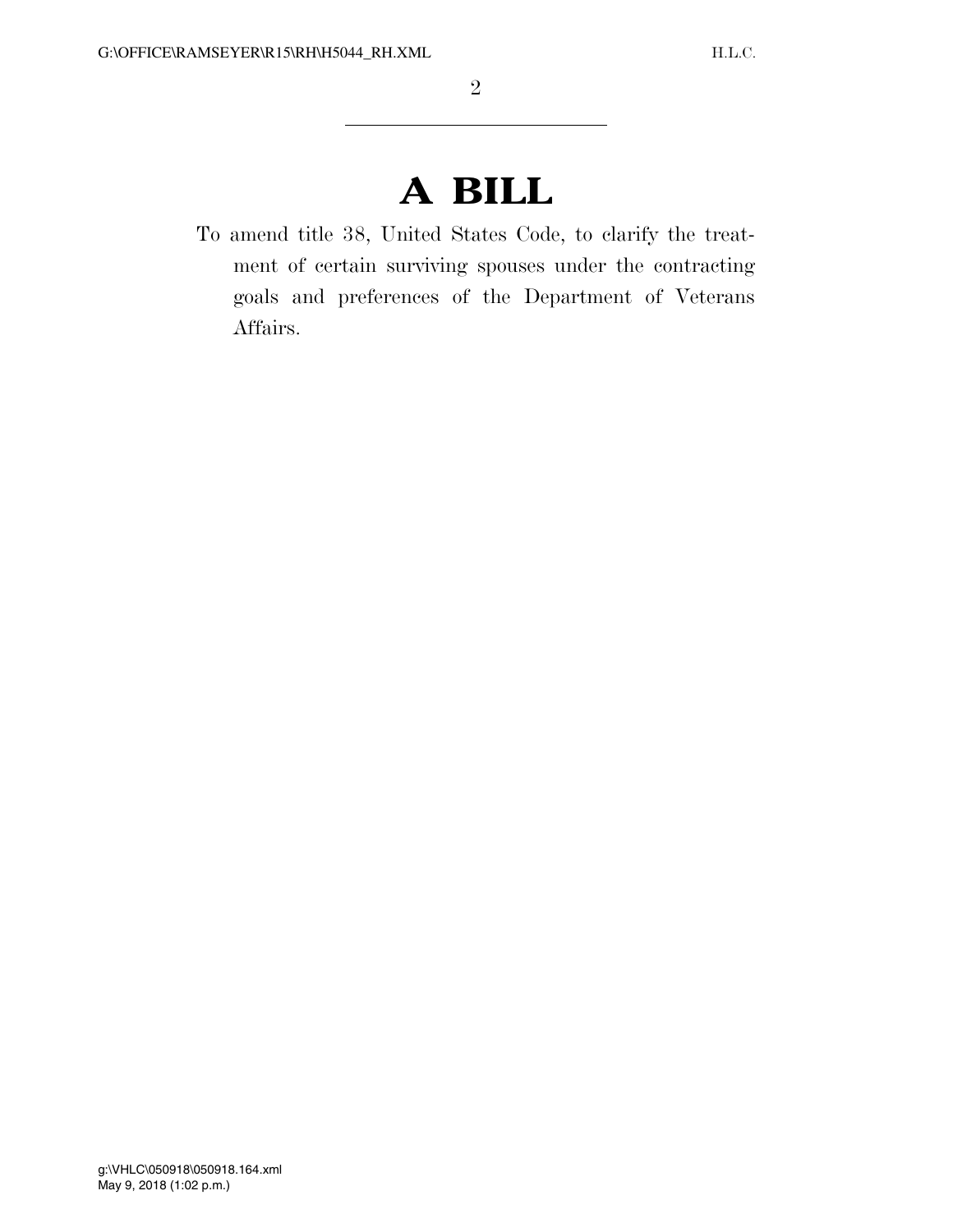# A BILL

To amend title 38, United States Code, to clarify the treatment of certain surviving spouses under the contracting goals and preferences of the Department of Veterans Affairs.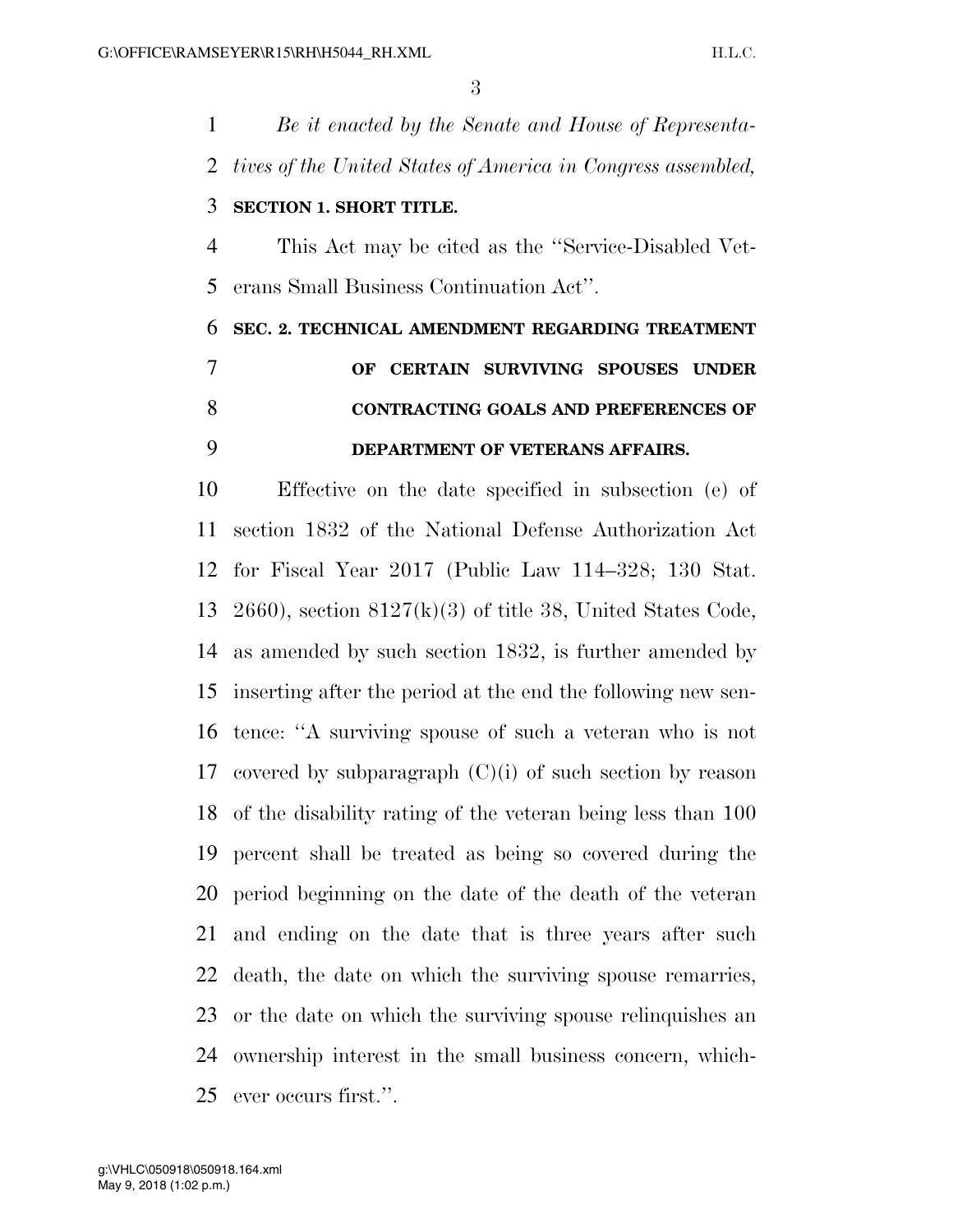*Be it enacted by the Senate and House of Representatives of the United States of America in Congress assembled,*

**SECTION 1. SHORT TITLE.**

This Act may be cited as the ''Service-Disabled Veterans Small Business Continuation Act''.

**SEC. 2. TECHNICAL AMENDMENT REGARDING TREATMENT OF CERTAIN SURVIVING SPOUSES UNDER CONTRACTING GOALS AND PREFERENCES OF DEPARTMENT OF VETERANS AFFAIRS.**

Effective on the date specified in subsection (e) of section 1832 of the National Defense Authorization Act for Fiscal Year 2017 (Public Law 114–328; 130 Stat. 2660), section 8127(k)(3) of title 38, United States Code, as amended by such section 1832, is further amended by inserting after the period at the end the following new sentence: ''A surviving spouse of such a veteran who is not covered by subparagraph (C)(i) of such section by reason of the disability rating of the veteran being less than 100 percent shall be treated as being so covered during the period beginning on the date of the death of the veteran and ending on the date that is three years after such death, the date on which the surviving spouse remarries, or the date on which the surviving spouse relinquishes an ownership interest in the small business concern, whichever occurs first.''.